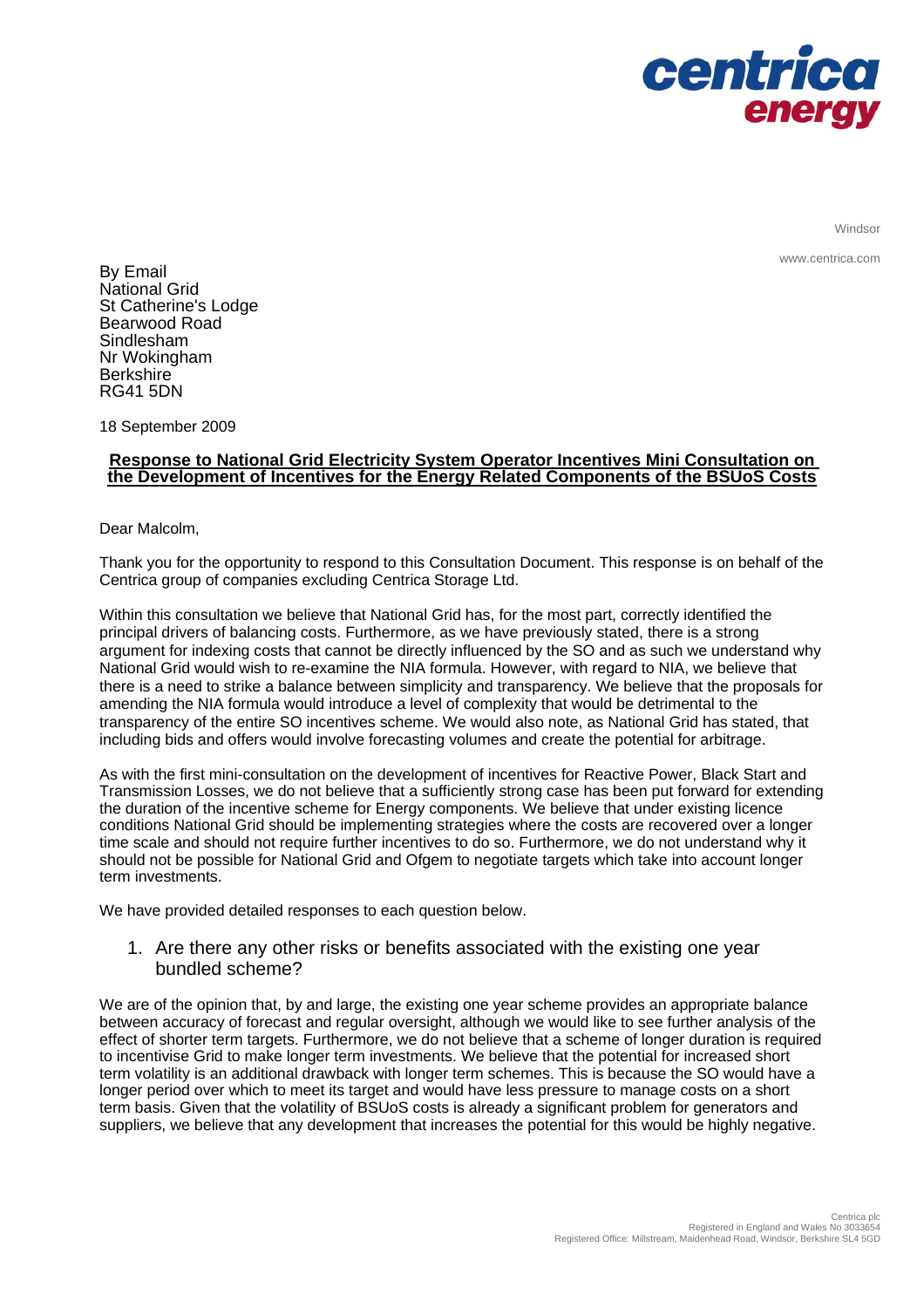centrica
energy

Windsor

www.centrica.com

By Email
National Grid
St Catherine's Lodge
Bearwood Road
Sindlesham
Nr Wokingham
Berkshire
RG41 5DN

18 September 2009

**Response to National Grid Electricity System Operator Incentives Mini Consultation on the Development of Incentives for the Energy Related Components of the BSUoS Costs**

Dear Malcolm,

Thank you for the opportunity to respond to this Consultation Document. This response is on behalf of the Centrica group of companies excluding Centrica Storage Ltd.

Within this consultation we believe that National Grid has, for the most part, correctly identified the principal drivers of balancing costs. Furthermore, as we have previously stated, there is a strong argument for indexing costs that cannot be directly influenced by the SO and as such we understand why National Grid would wish to re-examine the NIA formula. However, with regard to NIA, we believe that there is a need to strike a balance between simplicity and transparency. We believe that the proposals for amending the NIA formula would introduce a level of complexity that would be detrimental to the transparency of the entire SO incentives scheme. We would also note, as National Grid has stated, that including bids and offers would involve forecasting volumes and create the potential for arbitrage.

As with the first mini-consultation on the development of incentives for Reactive Power, Black Start and Transmission Losses, we do not believe that a sufficiently strong case has been put forward for extending the duration of the incentive scheme for Energy components. We believe that under existing licence conditions National Grid should be implementing strategies where the costs are recovered over a longer time scale and should not require further incentives to do so. Furthermore, we do not understand why it should not be possible for National Grid and Ofgem to negotiate targets which take into account longer term investments.

We have provided detailed responses to each question below.

1. Are there any other risks or benefits associated with the existing one year bundled scheme?

We are of the opinion that, by and large, the existing one year scheme provides an appropriate balance between accuracy of forecast and regular oversight, although we would like to see further analysis of the effect of shorter term targets. Furthermore, we do not believe that a scheme of longer duration is required to incentivise Grid to make longer term investments. We believe that the potential for increased short term volatility is an additional drawback with longer term schemes. This is because the SO would have a longer period over which to meet its target and would have less pressure to manage costs on a short term basis. Given that the volatility of BSUoS costs is already a significant problem for generators and suppliers, we believe that any development that increases the potential for this would be highly negative.

Centrica plc
Registered in England and Wales No 3033654
Registered Office: Millstream, Maidenhead Road, Windsor, Berkshire SL4 5GD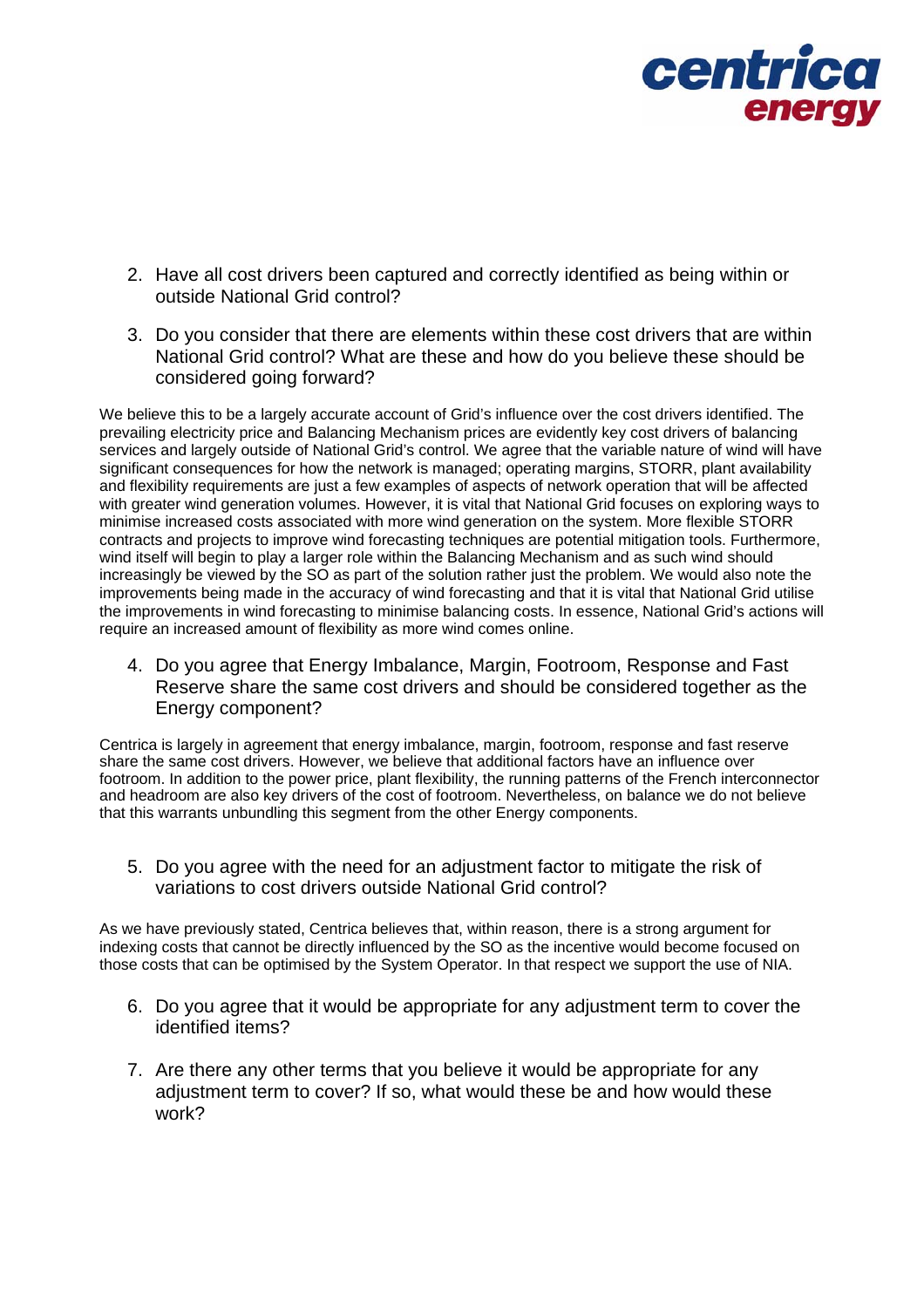2. Have all cost drivers been captured and correctly identified as being within or outside National Grid control?

3. Do you consider that there are elements within these cost drivers that are within National Grid control? What are these and how do you believe these should be considered going forward?

We believe this to be a largely accurate account of Grid's influence over the cost drivers identified. The prevailing electricity price and Balancing Mechanism prices are evidently key cost drivers of balancing services and largely outside of National Grid's control. We agree that the variable nature of wind will have significant consequences for how the network is managed; operating margins, STORR, plant availability and flexibility requirements are just a few examples of aspects of network operation that will be affected with greater wind generation volumes. However, it is vital that National Grid focuses on exploring ways to minimise increased costs associated with more wind generation on the system. More flexible STORR contracts and projects to improve wind forecasting techniques are potential mitigation tools. Furthermore, wind itself will begin to play a larger role within the Balancing Mechanism and as such wind should increasingly be viewed by the SO as part of the solution rather just the problem. We would also note the improvements being made in the accuracy of wind forecasting and that it is vital that National Grid utilise the improvements in wind forecasting to minimise balancing costs. In essence, National Grid's actions will require an increased amount of flexibility as more wind comes online.

4. Do you agree that Energy Imbalance, Margin, Footroom, Response and Fast Reserve share the same cost drivers and should be considered together as the Energy component?

Centrica is largely in agreement that energy imbalance, margin, footroom, response and fast reserve share the same cost drivers. However, we believe that additional factors have an influence over footroom. In addition to the power price, plant flexibility, the running patterns of the French interconnector and headroom are also key drivers of the cost of footroom. Nevertheless, on balance we do not believe that this warrants unbundling this segment from the other Energy components.

5. Do you agree with the need for an adjustment factor to mitigate the risk of variations to cost drivers outside National Grid control?

As we have previously stated, Centrica believes that, within reason, there is a strong argument for indexing costs that cannot be directly influenced by the SO as the incentive would become focused on those costs that can be optimised by the System Operator. In that respect we support the use of NIA.

6. Do you agree that it would be appropriate for any adjustment term to cover the identified items?

7. Are there any other terms that you believe it would be appropriate for any adjustment term to cover? If so, what would these be and how would these work?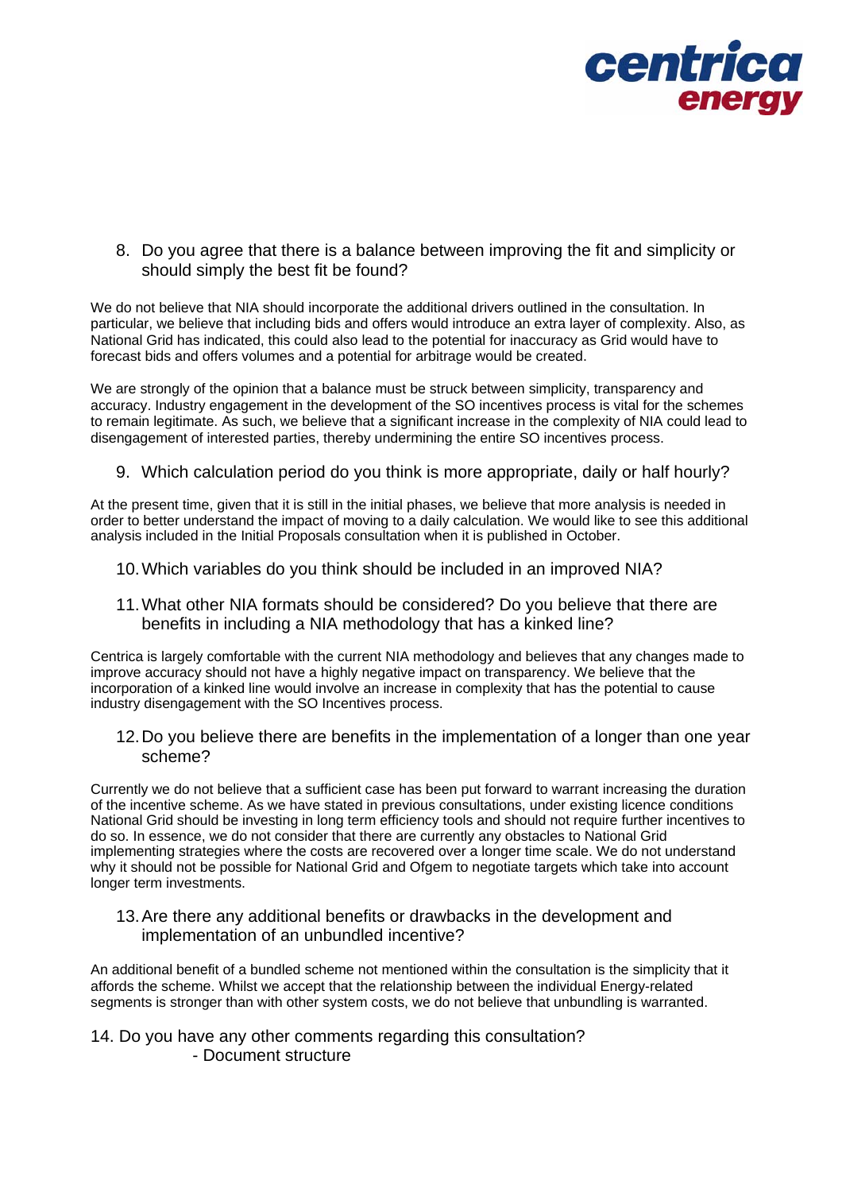8. Do you agree that there is a balance between improving the fit and simplicity or should simply the best fit be found?

We do not believe that NIA should incorporate the additional drivers outlined in the consultation. In particular, we believe that including bids and offers would introduce an extra layer of complexity. Also, as National Grid has indicated, this could also lead to the potential for inaccuracy as Grid would have to forecast bids and offers volumes and a potential for arbitrage would be created.

We are strongly of the opinion that a balance must be struck between simplicity, transparency and accuracy. Industry engagement in the development of the SO incentives process is vital for the schemes to remain legitimate. As such, we believe that a significant increase in the complexity of NIA could lead to disengagement of interested parties, thereby undermining the entire SO incentives process.

9. Which calculation period do you think is more appropriate, daily or half hourly?

At the present time, given that it is still in the initial phases, we believe that more analysis is needed in order to better understand the impact of moving to a daily calculation. We would like to see this additional analysis included in the Initial Proposals consultation when it is published in October.

10. Which variables do you think should be included in an improved NIA?

11. What other NIA formats should be considered? Do you believe that there are benefits in including a NIA methodology that has a kinked line?

Centrica is largely comfortable with the current NIA methodology and believes that any changes made to improve accuracy should not have a highly negative impact on transparency. We believe that the incorporation of a kinked line would involve an increase in complexity that has the potential to cause industry disengagement with the SO Incentives process.

12. Do you believe there are benefits in the implementation of a longer than one year scheme?

Currently we do not believe that a sufficient case has been put forward to warrant increasing the duration of the incentive scheme. As we have stated in previous consultations, under existing licence conditions National Grid should be investing in long term efficiency tools and should not require further incentives to do so. In essence, we do not consider that there are currently any obstacles to National Grid implementing strategies where the costs are recovered over a longer time scale. We do not understand why it should not be possible for National Grid and Ofgem to negotiate targets which take into account longer term investments.

13. Are there any additional benefits or drawbacks in the development and implementation of an unbundled incentive?

An additional benefit of a bundled scheme not mentioned within the consultation is the simplicity that it affords the scheme. Whilst we accept that the relationship between the individual Energy-related segments is stronger than with other system costs, we do not believe that unbundling is warranted.

14. Do you have any other comments regarding this consultation?

- Document structure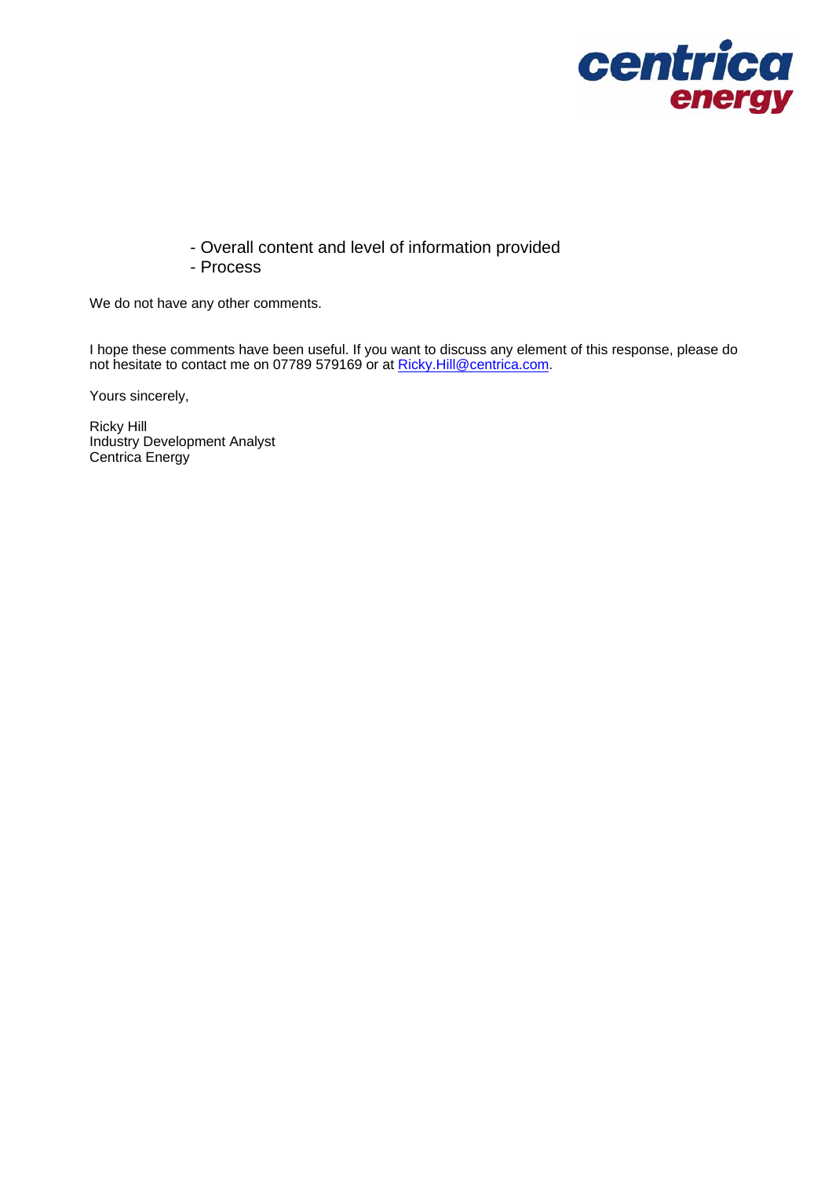- Overall content and level of information provided
- Process

We do not have any other comments.

I hope these comments have been useful. If you want to discuss any element of this response, please do not hesitate to contact me on 07789 579169 or at Ricky.Hill@centrica.com.

Yours sincerely,

Ricky Hill
Industry Development Analyst
Centrica Energy